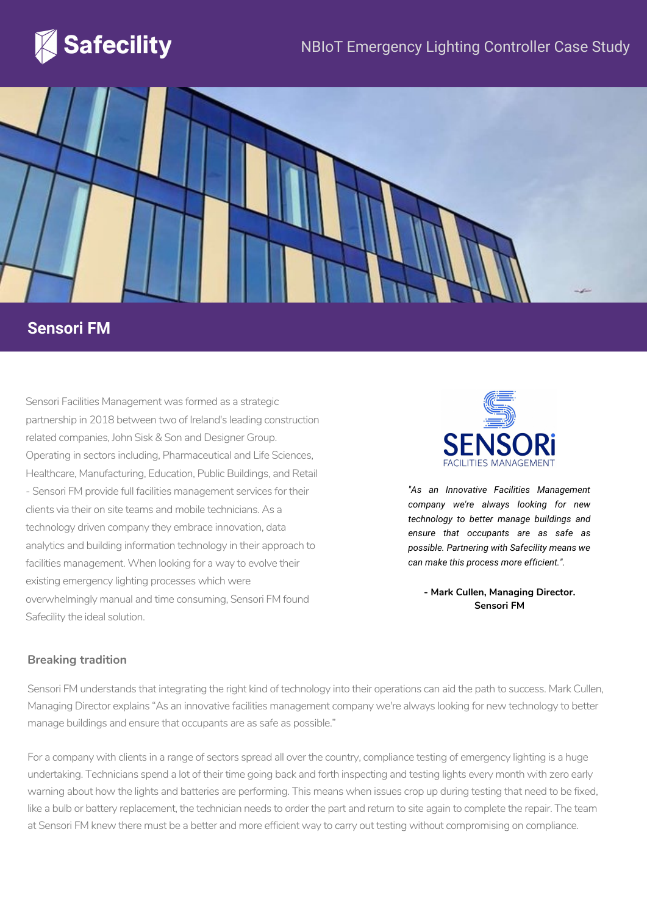# Safecility

NBIoT Emergency Lighting Controller Case Study

## Sensori FM

Sensori Facilities Management was formed as a strategic partnership in 2018 between two of Ireland's leading construction related companies, John Sisk & Son and Designer Group. Operating in sectors including, Pharmaceutical and Life Sciences, Healthcare, Manufacturing, Education, Public Buildings, and Retail - Sensori FM provide full facilities management services for their clients via their on site teams and mobile technicians. As a technology driven company they embrace innovation, data analytics and building information technology in their approach to facilities management. When looking for a way to evolve their existing emergency lighting processes which were overwhelmingly manual and time consuming, Sensori FM found Safecility the ideal solution.

SENSORi FACILITIES MANAGEMENT

*"As an Innovative Facilities Management company we're always looking for new technology to better manage buildings and ensure that occupants are as safe as possible. Partnering with Safecility means we can make this process more efficient.".*

**- Mark Cullen, Managing Director. Sensori FM**

### Breaking tradition

Sensori FM understands that integrating the right kind of technology into their operations can aid the path to success. Mark Cullen, Managing Director explains "As an innovative facilities management company we're always looking for new technology to better manage buildings and ensure that occupants are as safe as possible."

For a company with clients in a range of sectors spread all over the country, compliance testing of emergency lighting is a huge undertaking. Technicians spend a lot of their time going back and forth inspecting and testing lights every month with zero early warning about how the lights and batteries are performing. This means when issues crop up during testing that need to be fixed, like a bulb or battery replacement, the technician needs to order the part and return to site again to complete the repair. The team at Sensori FM knew there must be a better and more efficient way to carry out testing without compromising on compliance.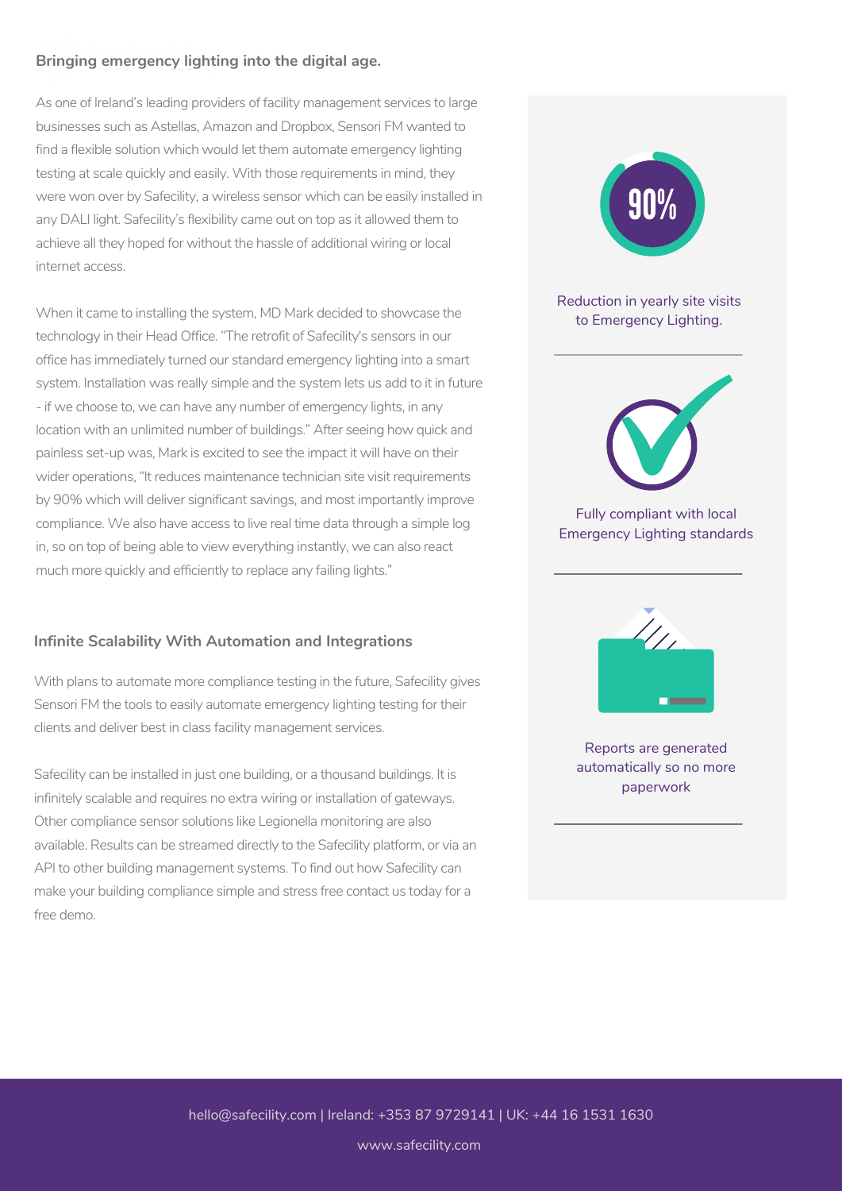## Bringing emergency lighting into the digital age.

As one of Ireland's leading providers of facility management services to large businesses such as Astellas, Amazon and Dropbox, Sensori FM wanted to find a flexible solution which would let them automate emergency lighting testing at scale quickly and easily. With those requirements in mind, they were won over by Safecility, a wireless sensor which can be easily installed in any DALI light. Safecility's flexibility came out on top as it allowed them to achieve all they hoped for without the hassle of additional wiring or local internet access.

When it came to installing the system, MD Mark decided to showcase the technology in their Head Office. "The retrofit of Safecility's sensors in our office has immediately turned our standard emergency lighting into a smart system. Installation was really simple and the system lets us add to it in future - if we choose to, we can have any number of emergency lights, in any location with an unlimited number of buildings." After seeing how quick and painless set-up was, Mark is excited to see the impact it will have on their wider operations, "It reduces maintenance technician site visit requirements by 90% which will deliver significant savings, and most importantly improve compliance. We also have access to live real time data through a simple log in, so on top of being able to view everything instantly, we can also react much more quickly and efficiently to replace any failing lights."

## Infinite Scalability With Automation and Integrations

With plans to automate more compliance testing in the future, Safecility gives Sensori FM the tools to easily automate emergency lighting testing for their clients and deliver best in class facility management services.

Safecility can be installed in just one building, or a thousand buildings. It is infinitely scalable and requires no extra wiring or installation of gateways. Other compliance sensor solutions like Legionella monitoring are also available. Results can be streamed directly to the Safecility platform, or via an API to other building management systems. To find out how Safecility can make your building compliance simple and stress free contact us today for a free demo.

90%

Reduction in yearly site visits to Emergency Lighting.

Fully compliant with local Emergency Lighting standards

Reports are generated automatically so no more paperwork

hello@safecility.com | Ireland: +353 87 9729141 | UK: +44 16 1531 1630

www.safecility.com